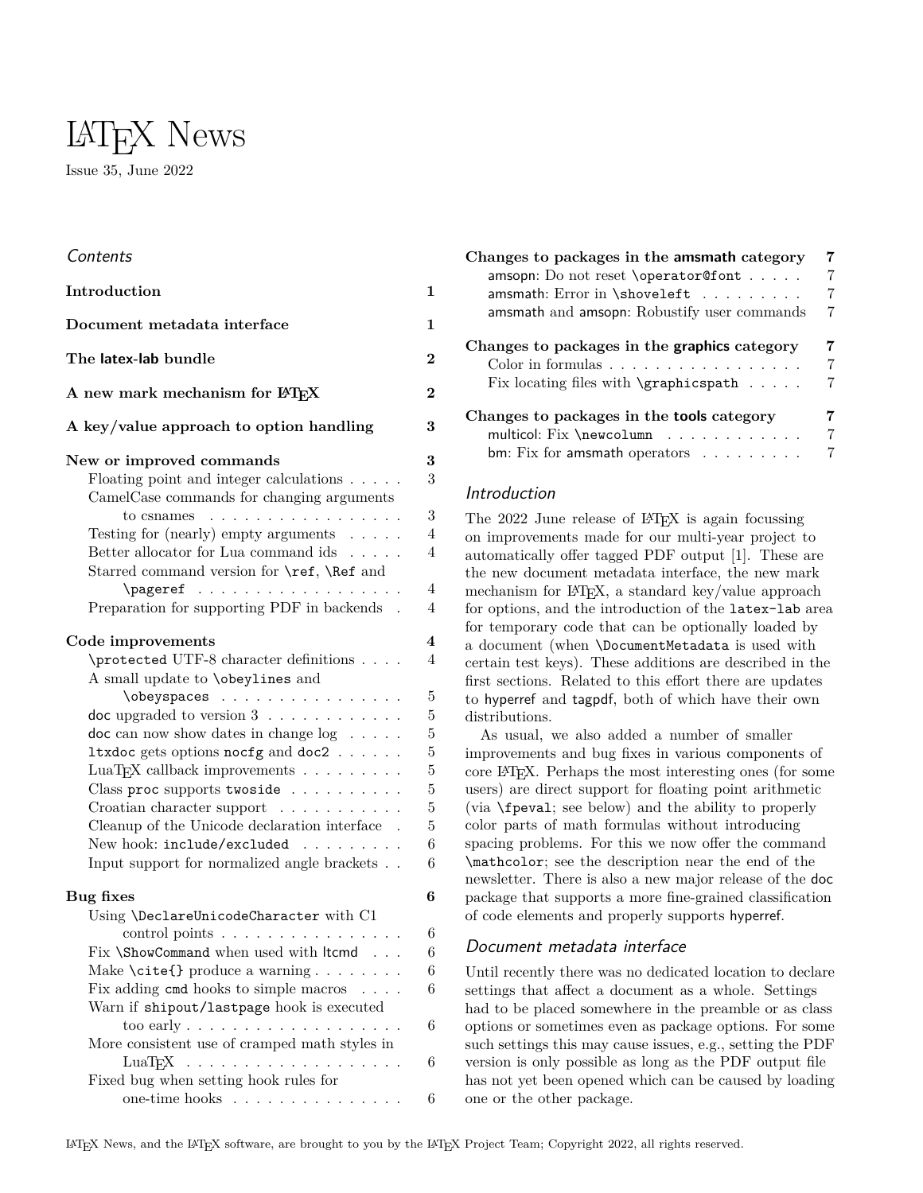# LaTeX News

Issue 35, June 2022

## Contents

**Introduction** 1

**Document metadata interface** 1

**The latex-lab bundle** 2

**A new mark mechanism for LaTeX** 2

**A key/value approach to option handling** 3

**New or improved commands** 3
- Floating point and integer calculations 3
- CamelCase commands for changing arguments to csnames 3
- Testing for (nearly) empty arguments 4
- Better allocator for Lua command ids 4
- Starred command version for `\ref`, `\Ref` and `\pageref` 4
- Preparation for supporting PDF in backends 4

**Code improvements** 4
- `\protected` UTF-8 character definitions 4
- A small update to `\obeylines` and `\obeyspaces` 5
- doc upgraded to version 3 5
- doc can now show dates in change log 5
- `ltxdoc` gets options `nocfg` and `doc2` 5
- LuaTeX callback improvements 5
- Class `proc` supports `twoside` 5
- Croatian character support 5
- Cleanup of the Unicode declaration interface 5
- New hook: `include/excluded` 6
- Input support for normalized angle brackets 6

**Bug fixes** 6
- Using `\DeclareUnicodeCharacter` with C1 control points 6
- Fix `\ShowCommand` when used with ltcmd 6
- Make `\cite{}` produce a warning 6
- Fix adding `cmd` hooks to simple macros 6
- Warn if `shipout/lastpage` hook is executed too early 6
- More consistent use of cramped math styles in LuaTeX 6
- Fixed bug when setting hook rules for one-time hooks 6

**Changes to packages in the amsmath category** 7
- amsopn: Do not reset `\operator@font` 7
- amsmath: Error in `\shoveleft` 7
- amsmath and amsopn: Robustify user commands 7

**Changes to packages in the graphics category** 7
- Color in formulas 7
- Fix locating files with `\graphicspath` 7

**Changes to packages in the tools category** 7
- multicol: Fix `\newcolumn` 7
- bm: Fix for amsmath operators 7

## Introduction

The 2022 June release of LaTeX is again focussing on improvements made for our multi-year project to automatically offer tagged PDF output [1]. These are the new document metadata interface, the new mark mechanism for LaTeX, a standard key/value approach for options, and the introduction of the `latex-lab` area for temporary code that can be optionally loaded by a document (when `\DocumentMetadata` is used with certain test keys). These additions are described in the first sections. Related to this effort there are updates to hyperref and tagpdf, both of which have their own distributions.

As usual, we also added a number of smaller improvements and bug fixes in various components of core LaTeX. Perhaps the most interesting ones (for some users) are direct support for floating point arithmetic (via `\fpeval`; see below) and the ability to properly color parts of math formulas without introducing spacing problems. For this we now offer the command `\mathcolor`; see the description near the end of the newsletter. There is also a new major release of the doc package that supports a more fine-grained classification of code elements and properly supports hyperref.

## Document metadata interface

Until recently there was no dedicated location to declare settings that affect a document as a whole. Settings had to be placed somewhere in the preamble or as class options or sometimes even as package options. For some such settings this may cause issues, e.g., setting the PDF version is only possible as long as the PDF output file has not yet been opened which can be caused by loading one or the other package.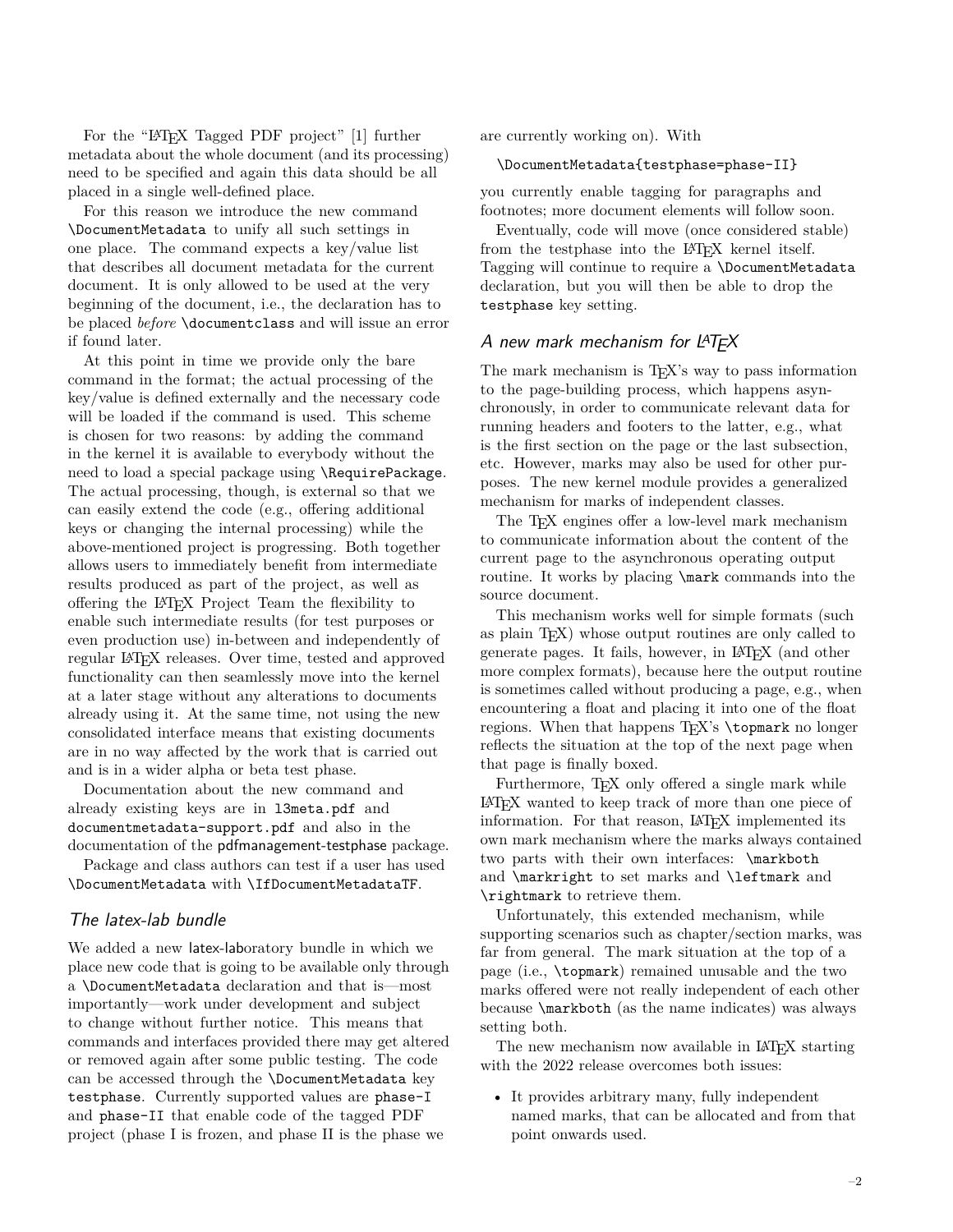For the "LaTeX Tagged PDF project" [1] further metadata about the whole document (and its processing) need to be specified and again this data should be all placed in a single well-defined place.

For this reason we introduce the new command `\DocumentMetadata` to unify all such settings in one place. The command expects a key/value list that describes all document metadata for the current document. It is only allowed to be used at the very beginning of the document, i.e., the declaration has to be placed *before* `\documentclass` and will issue an error if found later.

At this point in time we provide only the bare command in the format; the actual processing of the key/value is defined externally and the necessary code will be loaded if the command is used. This scheme is chosen for two reasons: by adding the command in the kernel it is available to everybody without the need to load a special package using `\RequirePackage`. The actual processing, though, is external so that we can easily extend the code (e.g., offering additional keys or changing the internal processing) while the above-mentioned project is progressing. Both together allows users to immediately benefit from intermediate results produced as part of the project, as well as offering the LaTeX Project Team the flexibility to enable such intermediate results (for test purposes or even production use) in-between and independently of regular LaTeX releases. Over time, tested and approved functionality can then seamlessly move into the kernel at a later stage without any alterations to documents already using it. At the same time, not using the new consolidated interface means that existing documents are in no way affected by the work that is carried out and is in a wider alpha or beta test phase.

Documentation about the new command and already existing keys are in `l3meta.pdf` and `documentmetadata-support.pdf` and also in the documentation of the pdfmanagement-testphase package.

Package and class authors can test if a user has used `\DocumentMetadata` with `\IfDocumentMetadataTF`.

## The latex-lab bundle

We added a new latex-laboratory bundle in which we place new code that is going to be available only through a `\DocumentMetadata` declaration and that is—most importantly—work under development and subject to change without further notice. This means that commands and interfaces provided there may get altered or removed again after some public testing. The code can be accessed through the `\DocumentMetadata` key `testphase`. Currently supported values are `phase-I` and `phase-II` that enable code of the tagged PDF project (phase I is frozen, and phase II is the phase we are currently working on). With

```
\DocumentMetadata{testphase=phase-II}
```

you currently enable tagging for paragraphs and footnotes; more document elements will follow soon.

Eventually, code will move (once considered stable) from the testphase into the LaTeX kernel itself. Tagging will continue to require a `\DocumentMetadata` declaration, but you will then be able to drop the `testphase` key setting.

## A new mark mechanism for LaTeX

The mark mechanism is TeX's way to pass information to the page-building process, which happens asynchronously, in order to communicate relevant data for running headers and footers to the latter, e.g., what is the first section on the page or the last subsection, etc. However, marks may also be used for other purposes. The new kernel module provides a generalized mechanism for marks of independent classes.

The TeX engines offer a low-level mark mechanism to communicate information about the content of the current page to the asynchronous operating output routine. It works by placing `\mark` commands into the source document.

This mechanism works well for simple formats (such as plain TeX) whose output routines are only called to generate pages. It fails, however, in LaTeX (and other more complex formats), because here the output routine is sometimes called without producing a page, e.g., when encountering a float and placing it into one of the float regions. When that happens TeX's `\topmark` no longer reflects the situation at the top of the next page when that page is finally boxed.

Furthermore, TeX only offered a single mark while LaTeX wanted to keep track of more than one piece of information. For that reason, LaTeX implemented its own mark mechanism where the marks always contained two parts with their own interfaces: `\markboth` and `\markright` to set marks and `\leftmark` and `\rightmark` to retrieve them.

Unfortunately, this extended mechanism, while supporting scenarios such as chapter/section marks, was far from general. The mark situation at the top of a page (i.e., `\topmark`) remained unusable and the two marks offered were not really independent of each other because `\markboth` (as the name indicates) was always setting both.

The new mechanism now available in LaTeX starting with the 2022 release overcomes both issues:

- It provides arbitrary many, fully independent named marks, that can be allocated and from that point onwards used.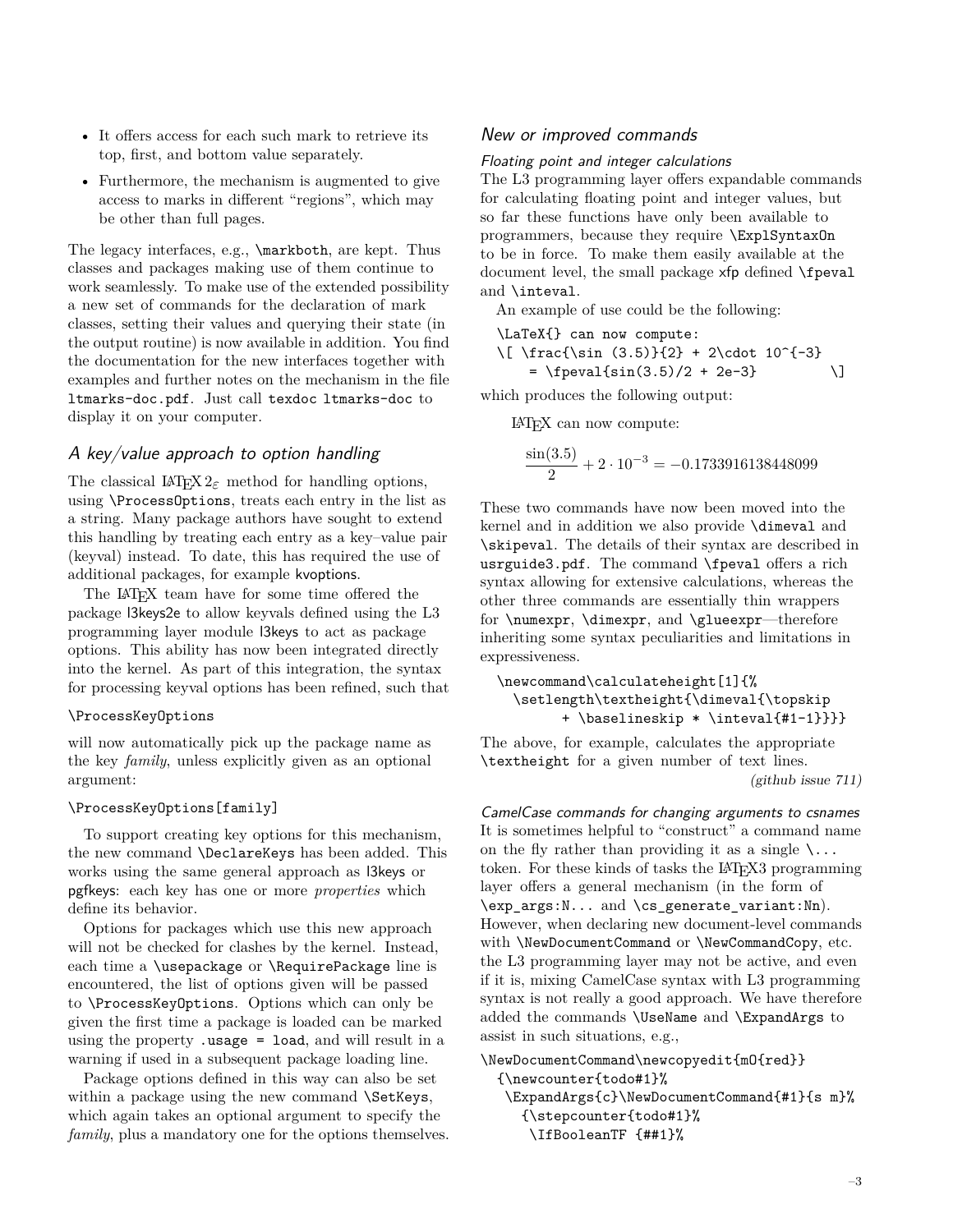- It offers access for each such mark to retrieve its top, first, and bottom value separately.
- Furthermore, the mechanism is augmented to give access to marks in different "regions", which may be other than full pages.

The legacy interfaces, e.g., \markboth, are kept. Thus classes and packages making use of them continue to work seamlessly. To make use of the extended possibility a new set of commands for the declaration of mark classes, setting their values and querying their state (in the output routine) is now available in addition. You find the documentation for the new interfaces together with examples and further notes on the mechanism in the file ltmarks-doc.pdf. Just call texdoc ltmarks-doc to display it on your computer.

## A key/value approach to option handling

The classical LaTeX 2ε method for handling options, using \ProcessOptions, treats each entry in the list as a string. Many package authors have sought to extend this handling by treating each entry as a key–value pair (keyval) instead. To date, this has required the use of additional packages, for example kvoptions.

The LaTeX team have for some time offered the package l3keys2e to allow keyvals defined using the L3 programming layer module l3keys to act as package options. This ability has now been integrated directly into the kernel. As part of this integration, the syntax for processing keyval options has been refined, such that

```
\ProcessKeyOptions
```

will now automatically pick up the package name as the key *family*, unless explicitly given as an optional argument:

```
\ProcessKeyOptions[family]
```

To support creating key options for this mechanism, the new command \DeclareKeys has been added. This works using the same general approach as l3keys or pgfkeys: each key has one or more *properties* which define its behavior.

Options for packages which use this new approach will not be checked for clashes by the kernel. Instead, each time a \usepackage or \RequirePackage line is encountered, the list of options given will be passed to \ProcessKeyOptions. Options which can only be given the first time a package is loaded can be marked using the property .usage = load, and will result in a warning if used in a subsequent package loading line.

Package options defined in this way can also be set within a package using the new command \SetKeys, which again takes an optional argument to specify the *family*, plus a mandatory one for the options themselves.

## New or improved commands

### Floating point and integer calculations

The L3 programming layer offers expandable commands for calculating floating point and integer values, but so far these functions have only been available to programmers, because they require \ExplSyntaxOn to be in force. To make them easily available at the document level, the small package xfp defined \fpeval and \inteval.

An example of use could be the following:

```
\LaTeX{} can now compute:
\[ \frac{\sin (3.5)}{2} + 2\cdot 10^{-3}
     = \fpeval{sin(3.5)/2 + 2e-3}         \]
```

which produces the following output:

LaTeX can now compute:

$$\frac{\sin(3.5)}{2} + 2\cdot 10^{-3} = -0.1733916138448099$$

These two commands have now been moved into the kernel and in addition we also provide \dimeval and \skipeval. The details of their syntax are described in usrguide3.pdf. The command \fpeval offers a rich syntax allowing for extensive calculations, whereas the other three commands are essentially thin wrappers for \numexpr, \dimexpr, and \glueexpr—therefore inheriting some syntax peculiarities and limitations in expressiveness.

```
\newcommand\calculateheight[1]{%
  \setlength\textheight{\dimeval{\topskip
       + \baselineskip * \inteval{#1-1}}}}
```

The above, for example, calculates the appropriate \textheight for a given number of text lines.

*(github issue 711)*

### CamelCase commands for changing arguments to csnames

It is sometimes helpful to "construct" a command name on the fly rather than providing it as a single \... token. For these kinds of tasks the LaTeX3 programming layer offers a general mechanism (in the form of \exp_args:N... and \cs_generate_variant:Nn). However, when declaring new document-level commands with \NewDocumentCommand or \NewCommandCopy, etc. the L3 programming layer may not be active, and even if it is, mixing CamelCase syntax with L3 programming syntax is not really a good approach. We have therefore added the commands \UseName and \ExpandArgs to assist in such situations, e.g.,

```
\NewDocumentCommand\newcopyedit{mO{red}}
  {\newcounter{todo#1}%
   \ExpandArgs{c}\NewDocumentCommand{#1}{s m}%
     {\stepcounter{todo#1}%
      \IfBooleanTF {##1}%
```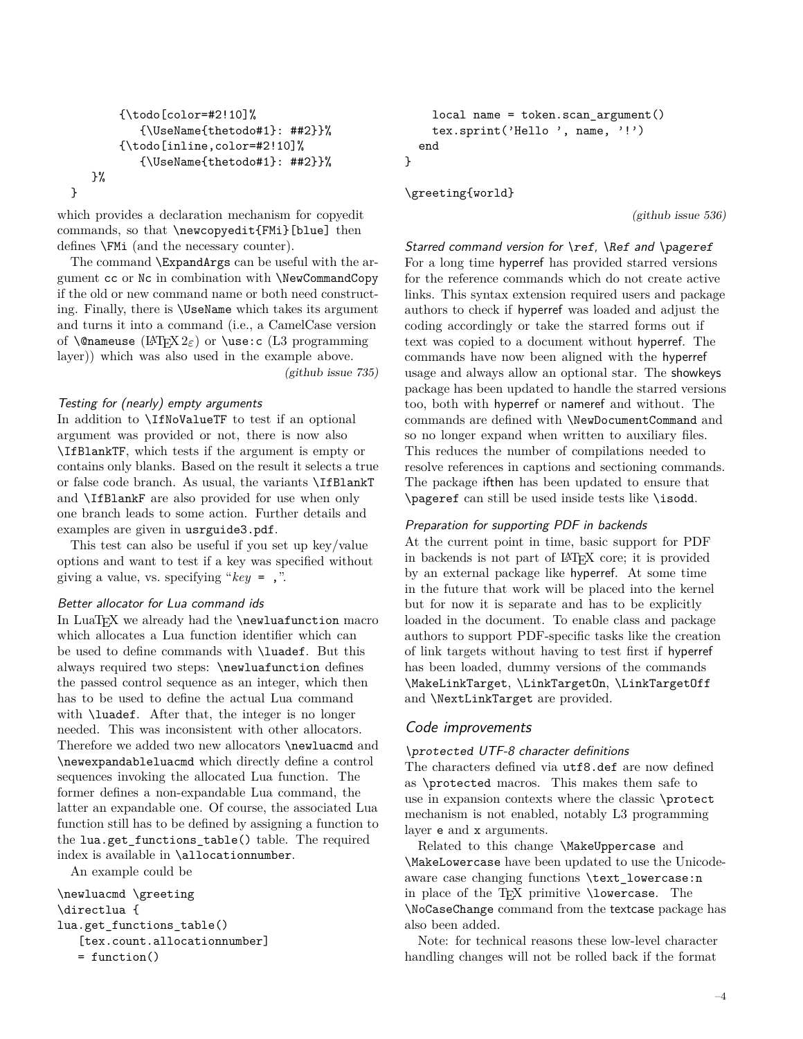```
        {\todo[color=#2!10]%
           {\UseName{thetodo#1}: ##2}}%
        {\todo[inline,color=#2!10]%
           {\UseName{thetodo#1}: ##2}}%
    }%
}
```

which provides a declaration mechanism for copyedit commands, so that `\newcopyedit{FMi}[blue]` then defines `\FMi` (and the necessary counter).

The command `\ExpandArgs` can be useful with the argument `cc` or `Nc` in combination with `\NewCommandCopy` if the old or new command name or both need constructing. Finally, there is `\UseName` which takes its argument and turns it into a command (i.e., a CamelCase version of `\@nameuse` (LaTeX 2ε) or `\use:c` (L3 programming layer)) which was also used in the example above.

*(github issue 735)*

#### *Testing for (nearly) empty arguments*

In addition to `\IfNoValueTF` to test if an optional argument was provided or not, there is now also `\IfBlankTF`, which tests if the argument is empty or contains only blanks. Based on the result it selects a true or false code branch. As usual, the variants `\IfBlankT` and `\IfBlankF` are also provided for use when only one branch leads to some action. Further details and examples are given in `usrguide3.pdf`.

This test can also be useful if you set up key/value options and want to test if a key was specified without giving a value, vs. specifying "*key* `= ,`".

#### *Better allocator for Lua command ids*

In LuaTeX we already had the `\newluafunction` macro which allocates a Lua function identifier which can be used to define commands with `\luadef`. But this always required two steps: `\newluafunction` defines the passed control sequence as an integer, which then has to be used to define the actual Lua command with `\luadef`. After that, the integer is no longer needed. This was inconsistent with other allocators. Therefore we added two new allocators `\newluacmd` and `\newexpandableluacmd` which directly define a control sequences invoking the allocated Lua function. The former defines a non-expandable Lua command, the latter an expandable one. Of course, the associated Lua function still has to be defined by assigning a function to the `lua.get_functions_table()` table. The required index is available in `\allocationnumber`.

An example could be

```
\newluacmd \greeting
\directlua {
lua.get_functions_table()
   [tex.count.allocationnumber]
   = function()
     local name = token.scan_argument()
     tex.sprint('Hello ', name, '!')
   end
}

\greeting{world}
```

*(github issue 536)*

#### *Starred command version for `\ref`, `\Ref` and `\pageref`*

For a long time hyperref has provided starred versions for the reference commands which do not create active links. This syntax extension required users and package authors to check if hyperref was loaded and adjust the coding accordingly or take the starred forms out if text was copied to a document without hyperref. The commands have now been aligned with the hyperref usage and always allow an optional star. The showkeys package has been updated to handle the starred versions too, both with hyperref or nameref and without. The commands are defined with `\NewDocumentCommand` and so no longer expand when written to auxiliary files. This reduces the number of compilations needed to resolve references in captions and sectioning commands. The package ifthen has been updated to ensure that `\pageref` can still be used inside tests like `\isodd`.

#### *Preparation for supporting PDF in backends*

At the current point in time, basic support for PDF in backends is not part of LaTeX core; it is provided by an external package like hyperref. At some time in the future that work will be placed into the kernel but for now it is separate and has to be explicitly loaded in the document. To enable class and package authors to support PDF-specific tasks like the creation of link targets without having to test first if hyperref has been loaded, dummy versions of the commands `\MakeLinkTarget`, `\LinkTargetOn`, `\LinkTargetOff` and `\NextLinkTarget` are provided.

### *Code improvements*

#### *`\protected` UTF-8 character definitions*

The characters defined via `utf8.def` are now defined as `\protected` macros. This makes them safe to use in expansion contexts where the classic `\protect` mechanism is not enabled, notably L3 programming layer `e` and `x` arguments.

Related to this change `\MakeUppercase` and `\MakeLowercase` have been updated to use the Unicode-aware case changing functions `\text_lowercase:n` in place of the TeX primitive `\lowercase`. The `\NoCaseChange` command from the textcase package has also been added.

Note: for technical reasons these low-level character handling changes will not be rolled back if the format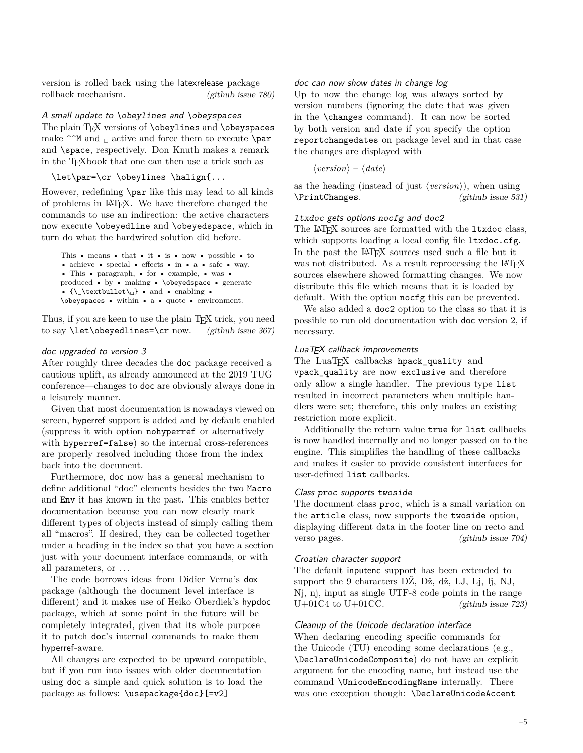version is rolled back using the latexrelease package rollback mechanism. *(github issue 780)*

### *A small update to \obeylines and \obeyspaces*

The plain TeX versions of `\obeylines` and `\obeyspaces` make `^^M` and ␣ active and force them to execute `\par` and `\space`, respectively. Don Knuth makes a remark in the TeXbook that one can then use a trick such as

```
\let\par=\cr \obeylines \halign{...
```

However, redefining `\par` like this may lead to all kinds of problems in LaTeX. We have therefore changed the commands to use an indirection: the active characters now execute `\obeyedline` and `\obeyedspace`, which in turn do what the hardwired solution did before.

> This • means • that • it • is • now • possible • to • achieve • special • effects • in • a • safe • way. • This • paragraph, • for • example, • was • produced • by • making • `\obeyedspace` • generate • `{␣\textbullet\␣}` • and • enabling • `\obeyspaces` • within • a • quote • environment.

Thus, if you are keen to use the plain TeX trick, you need to say `\let\obeyedlines=\cr` now. *(github issue 367)*

### *doc upgraded to version 3*

After roughly three decades the doc package received a cautious uplift, as already announced at the 2019 TUG conference—changes to doc are obviously always done in a leisurely manner.

Given that most documentation is nowadays viewed on screen, hyperref support is added and by default enabled (suppress it with option `nohyperref` or alternatively with `hyperref=false`) so the internal cross-references are properly resolved including those from the index back into the document.

Furthermore, doc now has a general mechanism to define additional "doc" elements besides the two `Macro` and `Env` it has known in the past. This enables better documentation because you can now clearly mark different types of objects instead of simply calling them all "macros". If desired, they can be collected together under a heading in the index so that you have a section just with your document interface commands, or with all parameters, or ...

The code borrows ideas from Didier Verna's dox package (although the document level interface is different) and it makes use of Heiko Oberdiek's hypdoc package, which at some point in the future will be completely integrated, given that its whole purpose it to patch doc's internal commands to make them hyperref-aware.

All changes are expected to be upward compatible, but if you run into issues with older documentation using doc a simple and quick solution is to load the package as follows: `\usepackage{doc}[=v2]`

### *doc can now show dates in change log*

Up to now the change log was always sorted by version numbers (ignoring the date that was given in the `\changes` command). It can now be sorted by both version and date if you specify the option `reportchangedates` on package level and in that case the changes are displayed with

⟨*version*⟩ – ⟨*date*⟩

as the heading (instead of just ⟨*version*⟩), when using `\PrintChanges`. *(github issue 531)*

### *ltxdoc gets options nocfg and doc2*

The LaTeX sources are formatted with the `ltxdoc` class, which supports loading a local config file `ltxdoc.cfg`. In the past the LaTeX sources used such a file but it was not distributed. As a result reprocessing the LaTeX sources elsewhere showed formatting changes. We now distribute this file which means that it is loaded by default. With the option `nocfg` this can be prevented.

We also added a `doc2` option to the class so that it is possible to run old documentation with doc version 2, if necessary.

### *LuaTeX callback improvements*

The LuaTeX callbacks `hpack_quality` and `vpack_quality` are now `exclusive` and therefore only allow a single handler. The previous type `list` resulted in incorrect parameters when multiple handlers were set; therefore, this only makes an existing restriction more explicit.

Additionally the return value `true` for `list` callbacks is now handled internally and no longer passed on to the engine. This simplifies the handling of these callbacks and makes it easier to provide consistent interfaces for user-defined `list` callbacks.

### *Class proc supports twoside*

The document class `proc`, which is a small variation on the `article` class, now supports the `twoside` option, displaying different data in the footer line on recto and verso pages. *(github issue 704)*

### *Croatian character support*

The default inputenc support has been extended to support the 9 characters DŽ, Dž, dž, LJ, Lj, lj, NJ, Nj, nj, input as single UTF-8 code points in the range U+01C4 to U+01CC. *(github issue 723)*

### *Cleanup of the Unicode declaration interface*

When declaring encoding specific commands for the Unicode (TU) encoding some declarations (e.g., `\DeclareUnicodeComposite`) do not have an explicit argument for the encoding name, but instead use the command `\UnicodeEncodingName` internally. There was one exception though: `\DeclareUnicodeAccent`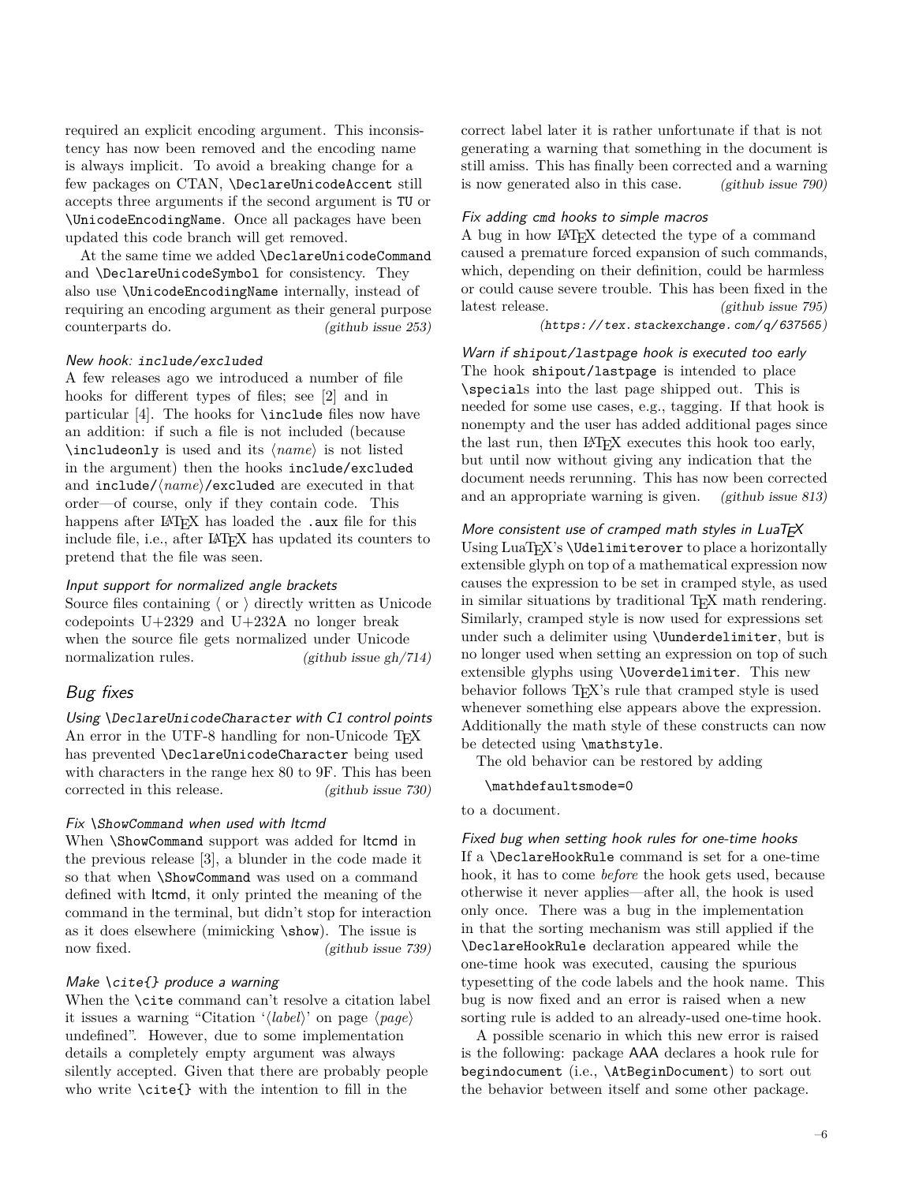required an explicit encoding argument. This inconsistency has now been removed and the encoding name is always implicit. To avoid a breaking change for a few packages on CTAN, `\DeclareUnicodeAccent` still accepts three arguments if the second argument is `TU` or `\UnicodeEncodingName`. Once all packages have been updated this code branch will get removed.

At the same time we added `\DeclareUnicodeCommand` and `\DeclareUnicodeSymbol` for consistency. They also use `\UnicodeEncodingName` internally, instead of requiring an encoding argument as their general purpose counterparts do. *(github issue 253)*

#### *New hook:* `include/excluded`

A few releases ago we introduced a number of file hooks for different types of files; see [2] and in particular [4]. The hooks for `\include` files now have an addition: if such a file is not included (because `\includeonly` is used and its ⟨*name*⟩ is not listed in the argument) then the hooks `include/excluded` and `include/`⟨*name*⟩`/excluded` are executed in that order—of course, only if they contain code. This happens after LaTeX has loaded the `.aux` file for this include file, i.e., after LaTeX has updated its counters to pretend that the file was seen.

#### *Input support for normalized angle brackets*

Source files containing ⟨ or ⟩ directly written as Unicode codepoints U+2329 and U+232A no longer break when the source file gets normalized under Unicode normalization rules. *(github issue gh/714)*

## *Bug fixes*

#### *Using* `\DeclareUnicodeCharacter` *with C1 control points*

An error in the UTF-8 handling for non-Unicode TeX has prevented `\DeclareUnicodeCharacter` being used with characters in the range hex 80 to 9F. This has been corrected in this release. *(github issue 730)*

#### *Fix* `\ShowCommand` *when used with ltcmd*

When `\ShowCommand` support was added for ltcmd in the previous release [3], a blunder in the code made it so that when `\ShowCommand` was used on a command defined with ltcmd, it only printed the meaning of the command in the terminal, but didn't stop for interaction as it does elsewhere (mimicking `\show`). The issue is now fixed. *(github issue 739)*

#### *Make* `\cite{}` *produce a warning*

When the `\cite` command can't resolve a citation label it issues a warning "Citation '⟨*label*⟩' on page ⟨*page*⟩ undefined". However, due to some implementation details a completely empty argument was always silently accepted. Given that there are probably people who write `\cite{}` with the intention to fill in the correct label later it is rather unfortunate if that is not generating a warning that something in the document is still amiss. This has finally been corrected and a warning is now generated also in this case. *(github issue 790)*

#### *Fix adding* `cmd` *hooks to simple macros*

A bug in how LaTeX detected the type of a command caused a premature forced expansion of such commands, which, depending on their definition, could be harmless or could cause severe trouble. This has been fixed in the latest release. *(github issue 795)*
*(https://tex.stackexchange.com/q/637565)*

#### *Warn if* `shipout/lastpage` *hook is executed too early*

The hook `shipout/lastpage` is intended to place `\special`s into the last page shipped out. This is needed for some use cases, e.g., tagging. If that hook is nonempty and the user has added additional pages since the last run, then LaTeX executes this hook too early, but until now without giving any indication that the document needs rerunning. This has now been corrected and an appropriate warning is given. *(github issue 813)*

#### *More consistent use of cramped math styles in LuaTeX*

Using LuaTeX's `\Udelimiterover` to place a horizontally extensible glyph on top of a mathematical expression now causes the expression to be set in cramped style, as used in similar situations by traditional TeX math rendering. Similarly, cramped style is now used for expressions set under such a delimiter using `\Uunderdelimiter`, but is no longer used when setting an expression on top of such extensible glyphs using `\Uoverdelimiter`. This new behavior follows TeX's rule that cramped style is used whenever something else appears above the expression. Additionally the math style of these constructs can now be detected using `\mathstyle`.

The old behavior can be restored by adding

```
\mathdefaultsmode=0
```

to a document.

#### *Fixed bug when setting hook rules for one-time hooks*

If a `\DeclareHookRule` command is set for a one-time hook, it has to come *before* the hook gets used, because otherwise it never applies—after all, the hook is used only once. There was a bug in the implementation in that the sorting mechanism was still applied if the `\DeclareHookRule` declaration appeared while the one-time hook was executed, causing the spurious typesetting of the code labels and the hook name. This bug is now fixed and an error is raised when a new sorting rule is added to an already-used one-time hook.

A possible scenario in which this new error is raised is the following: package AAA declares a hook rule for `begindocument` (i.e., `\AtBeginDocument`) to sort out the behavior between itself and some other package.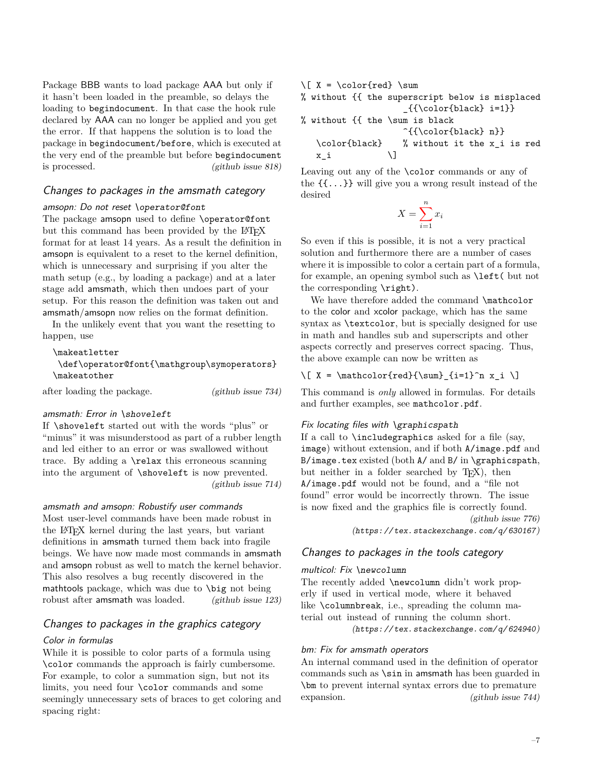Package BBB wants to load package AAA but only if it hasn't been loaded in the preamble, so delays the loading to begindocument. In that case the hook rule declared by AAA can no longer be applied and you get the error. If that happens the solution is to load the package in begindocument/before, which is executed at the very end of the preamble but before begindocument is processed. *(github issue 818)*

## Changes to packages in the amsmath category

### amsopn: Do not reset \operator@font

The package amsopn used to define \operator@font but this command has been provided by the LaTeX format for at least 14 years. As a result the definition in amsopn is equivalent to a reset to the kernel definition, which is unnecessary and surprising if you alter the math setup (e.g., by loading a package) and at a later stage add amsmath, which then undoes part of your setup. For this reason the definition was taken out and amsmath/amsopn now relies on the format definition.

In the unlikely event that you want the resetting to happen, use

```
\makeatletter
 \def\operator@font{\mathgroup\symoperators}
\makeatother
```

after loading the package. *(github issue 734)*

### amsmath: Error in \shoveleft

If \shoveleft started out with the words "plus" or "minus" it was misunderstood as part of a rubber length and led either to an error or was swallowed without trace. By adding a \relax this erroneous scanning into the argument of \shoveleft is now prevented. *(github issue 714)*

### amsmath and amsopn: Robustify user commands

Most user-level commands have been made robust in the LaTeX kernel during the last years, but variant definitions in amsmath turned them back into fragile beings. We have now made most commands in amsmath and amsopn robust as well to match the kernel behavior. This also resolves a bug recently discovered in the mathtools package, which was due to \big not being robust after amsmath was loaded. *(github issue 123)*

## Changes to packages in the graphics category

### Color in formulas

While it is possible to color parts of a formula using \color commands the approach is fairly cumbersome. For example, to color a summation sign, but not its limits, you need four \color commands and some seemingly unnecessary sets of braces to get coloring and spacing right:

```
\[ X = \color{red} \sum
% without {{ the superscript below is misplaced
                      _{{\color{black} i=1}}
% without {{ the \sum is black
                      ^{{\color{black} n}}
   \color{black}    % without it the x_i is red
   x_i            \]
```

Leaving out any of the \color commands or any of the {{...}} will give you a wrong result instead of the desired

$$X = \sum_{i=1}^{n} x_i$$

So even if this is possible, it is not a very practical solution and furthermore there are a number of cases where it is impossible to color a certain part of a formula, for example, an opening symbol such as \left( but not the corresponding \right).

We have therefore added the command \mathcolor to the color and xcolor package, which has the same syntax as \textcolor, but is specially designed for use in math and handles sub and superscripts and other aspects correctly and preserves correct spacing. Thus, the above example can now be written as

```
\[ X = \mathcolor{red}{\sum}_{i=1}^n x_i \]
```

This command is *only* allowed in formulas. For details and further examples, see mathcolor.pdf.

### Fix locating files with \graphicspath

If a call to \includegraphics asked for a file (say, image) without extension, and if both A/image.pdf and B/image.tex existed (both A/ and B/ in \graphicspath, but neither in a folder searched by TeX), then A/image.pdf would not be found, and a "file not found" error would be incorrectly thrown. The issue is now fixed and the graphics file is correctly found. *(github issue 776)* *(https://tex.stackexchange.com/q/630167)*

## Changes to packages in the tools category

### multicol: Fix \newcolumn

The recently added \newcolumn didn't work properly if used in vertical mode, where it behaved like \columnbreak, i.e., spreading the column material out instead of running the column short. *(https://tex.stackexchange.com/q/624940)*

### bm: Fix for amsmath operators

An internal command used in the definition of operator commands such as \sin in amsmath has been guarded in \bm to prevent internal syntax errors due to premature expansion. *(github issue 744)*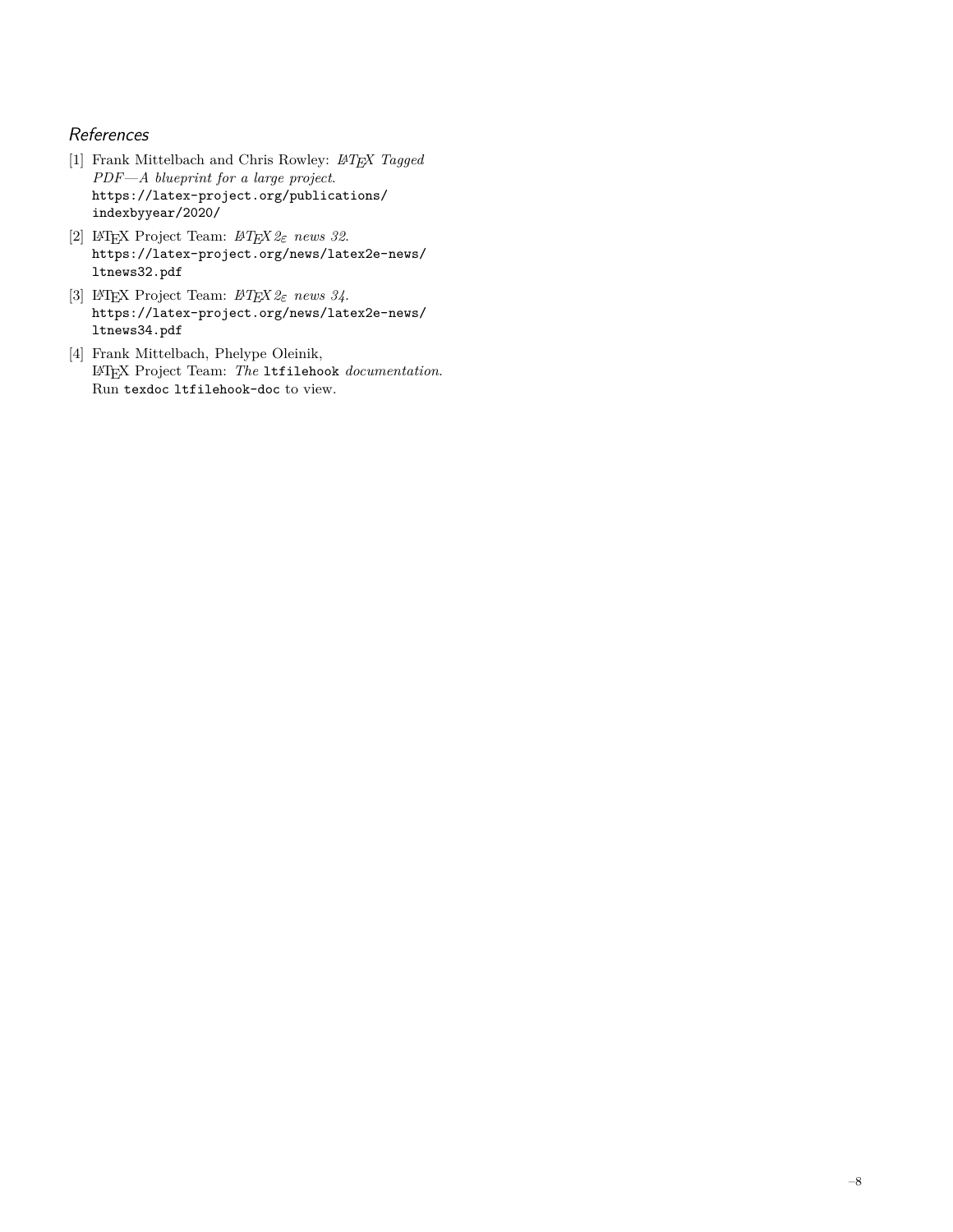## *References*

[1] Frank Mittelbach and Chris Rowley: *LaTeX Tagged PDF—A blueprint for a large project*. `https://latex-project.org/publications/indexbyyear/2020/`

[2] LaTeX Project Team: *LaTeX 2ε news 32*. `https://latex-project.org/news/latex2e-news/ltnews32.pdf`

[3] LaTeX Project Team: *LaTeX 2ε news 34*. `https://latex-project.org/news/latex2e-news/ltnews34.pdf`

[4] Frank Mittelbach, Phelype Oleinik, LaTeX Project Team: *The* `ltfilehook` *documentation*. Run `texdoc ltfilehook-doc` to view.